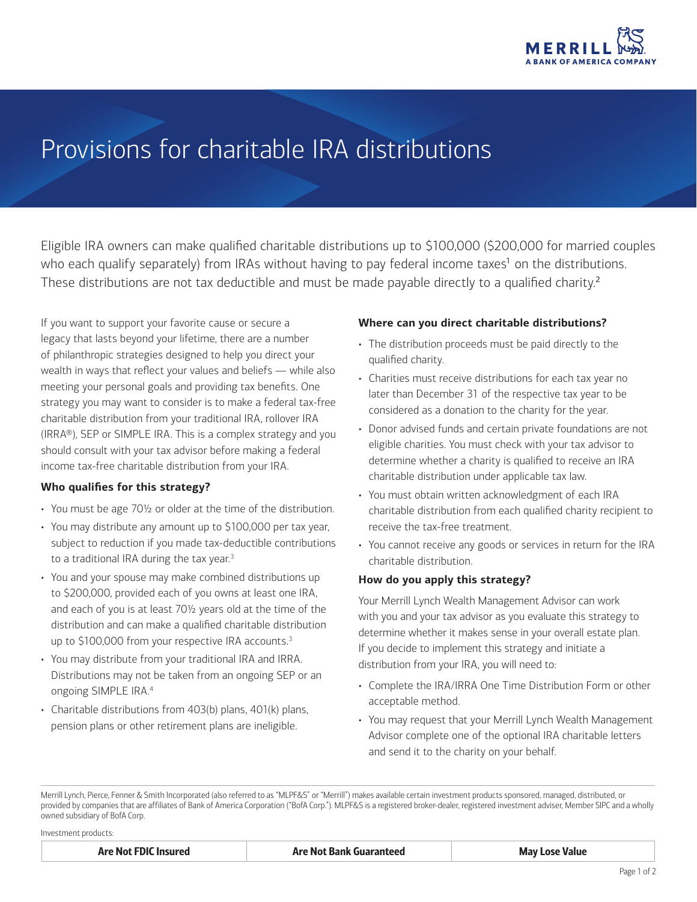# Provisions for charitable IRA distributions

Eligible IRA owners can make qualified charitable distributions up to $100,000 ($200,000 for married couples who each qualify separately) from IRAs without having to pay federal income taxes[1] on the distributions. These distributions are not tax deductible and must be made payable directly to a qualified charity.[2]

If you want to support your favorite cause or secure a legacy that lasts beyond your lifetime, there are a number of philanthropic strategies designed to help you direct your wealth in ways that reflect your values and beliefs — while also meeting your personal goals and providing tax benefits. One strategy you may want to consider is to make a federal tax-free charitable distribution from your traditional IRA, rollover IRA (IRRA®), SEP or SIMPLE IRA. This is a complex strategy and you should consult with your tax advisor before making a federal income tax-free charitable distribution from your IRA.

### Who qualifies for this strategy?

- You must be age 70½ or older at the time of the distribution.
- You may distribute any amount up to $100,000 per tax year, subject to reduction if you made tax-deductible contributions to a traditional IRA during the tax year.[3]
- You and your spouse may make combined distributions up to $200,000, provided each of you owns at least one IRA, and each of you is at least 70½ years old at the time of the distribution and can make a qualified charitable distribution up to $100,000 from your respective IRA accounts.[3]
- You may distribute from your traditional IRA and IRRA. Distributions may not be taken from an ongoing SEP or an ongoing SIMPLE IRA.[4]
- Charitable distributions from 403(b) plans, 401(k) plans, pension plans or other retirement plans are ineligible.

### Where can you direct charitable distributions?

- The distribution proceeds must be paid directly to the qualified charity.
- Charities must receive distributions for each tax year no later than December 31 of the respective tax year to be considered as a donation to the charity for the year.
- Donor advised funds and certain private foundations are not eligible charities. You must check with your tax advisor to determine whether a charity is qualified to receive an IRA charitable distribution under applicable tax law.
- You must obtain written acknowledgment of each IRA charitable distribution from each qualified charity recipient to receive the tax-free treatment.
- You cannot receive any goods or services in return for the IRA charitable distribution.

### How do you apply this strategy?

Your Merrill Lynch Wealth Management Advisor can work with you and your tax advisor as you evaluate this strategy to determine whether it makes sense in your overall estate plan. If you decide to implement this strategy and initiate a distribution from your IRA, you will need to:

- Complete the IRA/IRRA One Time Distribution Form or other acceptable method.
- You may request that your Merrill Lynch Wealth Management Advisor complete one of the optional IRA charitable letters and send it to the charity on your behalf.

Merrill Lynch, Pierce, Fenner & Smith Incorporated (also referred to as "MLPF&S" or "Merrill") makes available certain investment products sponsored, managed, distributed, or provided by companies that are affiliates of Bank of America Corporation ("BofA Corp."). MLPF&S is a registered broker-dealer, registered investment adviser, Member SIPC and a wholly owned subsidiary of BofA Corp.

Investment products:

| Are Not FDIC Insured | Are Not Bank Guaranteed | May Lose Value |
| --- | --- | --- |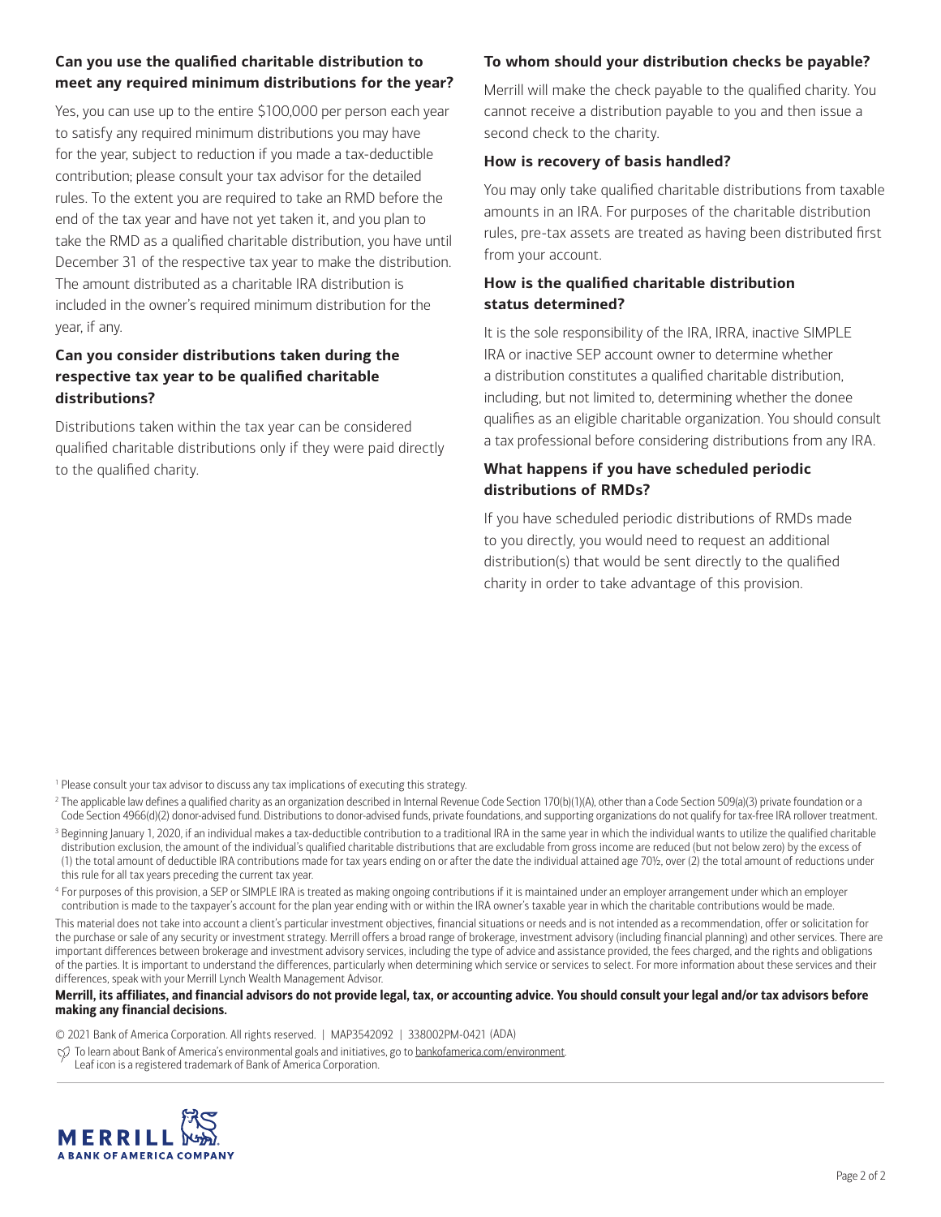### Can you use the qualified charitable distribution to meet any required minimum distributions for the year?

Yes, you can use up to the entire $100,000 per person each year to satisfy any required minimum distributions you may have for the year, subject to reduction if you made a tax-deductible contribution; please consult your tax advisor for the detailed rules. To the extent you are required to take an RMD before the end of the tax year and have not yet taken it, and you plan to take the RMD as a qualified charitable distribution, you have until December 31 of the respective tax year to make the distribution. The amount distributed as a charitable IRA distribution is included in the owner's required minimum distribution for the year, if any.

### Can you consider distributions taken during the respective tax year to be qualified charitable distributions?

Distributions taken within the tax year can be considered qualified charitable distributions only if they were paid directly to the qualified charity.

### To whom should your distribution checks be payable?

Merrill will make the check payable to the qualified charity. You cannot receive a distribution payable to you and then issue a second check to the charity.

### How is recovery of basis handled?

You may only take qualified charitable distributions from taxable amounts in an IRA. For purposes of the charitable distribution rules, pre-tax assets are treated as having been distributed first from your account.

### How is the qualified charitable distribution status determined?

It is the sole responsibility of the IRA, IRRA, inactive SIMPLE IRA or inactive SEP account owner to determine whether a distribution constitutes a qualified charitable distribution, including, but not limited to, determining whether the donee qualifies as an eligible charitable organization. You should consult a tax professional before considering distributions from any IRA.

### What happens if you have scheduled periodic distributions of RMDs?

If you have scheduled periodic distributions of RMDs made to you directly, you would need to request an additional distribution(s) that would be sent directly to the qualified charity in order to take advantage of this provision.

[1] Please consult your tax advisor to discuss any tax implications of executing this strategy.

[2] The applicable law defines a qualified charity as an organization described in Internal Revenue Code Section 170(b)(1)(A), other than a Code Section 509(a)(3) private foundation or a Code Section 4966(d)(2) donor-advised fund. Distributions to donor-advised funds, private foundations, and supporting organizations do not qualify for tax-free IRA rollover treatment.

[3] Beginning January 1, 2020, if an individual makes a tax-deductible contribution to a traditional IRA in the same year in which the individual wants to utilize the qualified charitable distribution exclusion, the amount of the individual's qualified charitable distributions that are excludable from gross income are reduced (but not below zero) by the excess of (1) the total amount of deductible IRA contributions made for tax years ending on or after the date the individual attained age 70½, over (2) the total amount of reductions under this rule for all tax years preceding the current tax year.

[4] For purposes of this provision, a SEP or SIMPLE IRA is treated as making ongoing contributions if it is maintained under an employer arrangement under which an employer contribution is made to the taxpayer's account for the plan year ending with or within the IRA owner's taxable year in which the charitable contributions would be made.

This material does not take into account a client's particular investment objectives, financial situations or needs and is not intended as a recommendation, offer or solicitation for the purchase or sale of any security or investment strategy. Merrill offers a broad range of brokerage, investment advisory (including financial planning) and other services. There are important differences between brokerage and investment advisory services, including the type of advice and assistance provided, the fees charged, and the rights and obligations of the parties. It is important to understand the differences, particularly when determining which service or services to select. For more information about these services and their differences, speak with your Merrill Lynch Wealth Management Advisor.

**Merrill, its affiliates, and financial advisors do not provide legal, tax, or accounting advice. You should consult your legal and/or tax advisors before making any financial decisions.**

© 2021 Bank of America Corporation. All rights reserved. | MAP3542092 | 338002PM-0421 (ADA)

To learn about Bank of America's environmental goals and initiatives, go to bankofamerica.com/environment. Leaf icon is a registered trademark of Bank of America Corporation.

MERRILL
A BANK OF AMERICA COMPANY